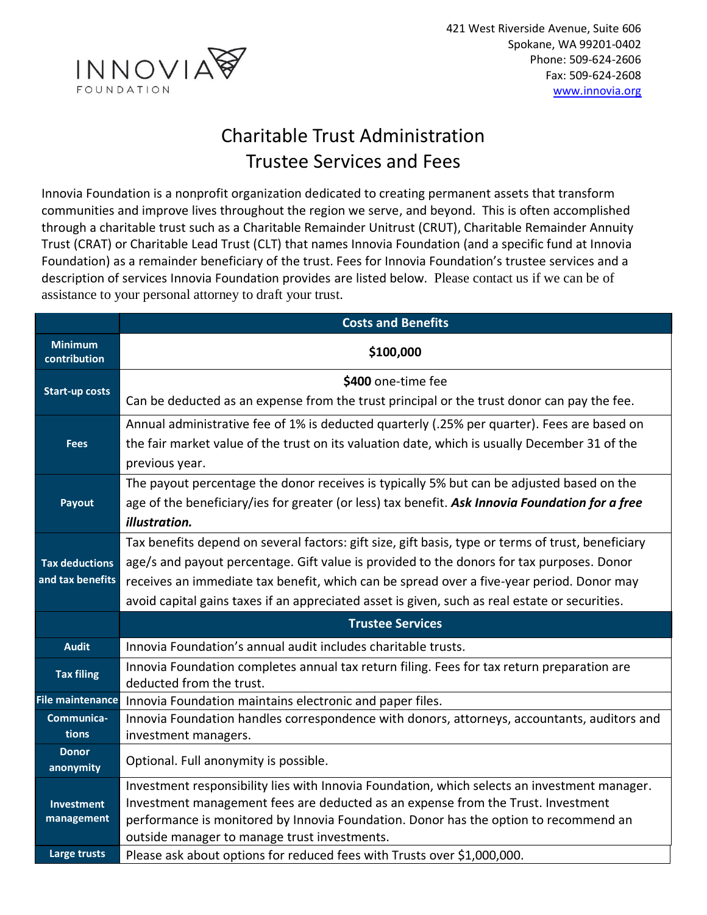INNOVIA FOUNDATION

421 West Riverside Avenue, Suite 606
Spokane, WA 99201-0402
Phone: 509-624-2606
Fax: 509-624-2608
www.innovia.org

# Charitable Trust Administration
# Trustee Services and Fees

Innovia Foundation is a nonprofit organization dedicated to creating permanent assets that transform communities and improve lives throughout the region we serve, and beyond. This is often accomplished through a charitable trust such as a Charitable Remainder Unitrust (CRUT), Charitable Remainder Annuity Trust (CRAT) or Charitable Lead Trust (CLT) that names Innovia Foundation (and a specific fund at Innovia Foundation) as a remainder beneficiary of the trust. Fees for Innovia Foundation's trustee services and a description of services Innovia Foundation provides are listed below. Please contact us if we can be of assistance to your personal attorney to draft your trust.

| | Costs and Benefits |
|---|---|
| **Minimum contribution** | **$100,000** |
| **Start-up costs** | **$400** one-time fee<br>Can be deducted as an expense from the trust principal or the trust donor can pay the fee. |
| **Fees** | Annual administrative fee of 1% is deducted quarterly (.25% per quarter). Fees are based on the fair market value of the trust on its valuation date, which is usually December 31 of the previous year. |
| **Payout** | The payout percentage the donor receives is typically 5% but can be adjusted based on the age of the beneficiary/ies for greater (or less) tax benefit. ***Ask Innovia Foundation for a free illustration.*** |
| **Tax deductions and tax benefits** | Tax benefits depend on several factors: gift size, gift basis, type or terms of trust, beneficiary age/s and payout percentage. Gift value is provided to the donors for tax purposes. Donor receives an immediate tax benefit, which can be spread over a five-year period. Donor may avoid capital gains taxes if an appreciated asset is given, such as real estate or securities. |
| | **Trustee Services** |
| **Audit** | Innovia Foundation's annual audit includes charitable trusts. |
| **Tax filing** | Innovia Foundation completes annual tax return filing. Fees for tax return preparation are deducted from the trust. |
| **File maintenance** | Innovia Foundation maintains electronic and paper files. |
| **Communications** | Innovia Foundation handles correspondence with donors, attorneys, accountants, auditors and investment managers. |
| **Donor anonymity** | Optional. Full anonymity is possible. |
| **Investment management** | Investment responsibility lies with Innovia Foundation, which selects an investment manager. Investment management fees are deducted as an expense from the Trust. Investment performance is monitored by Innovia Foundation. Donor has the option to recommend an outside manager to manage trust investments. |
| **Large trusts** | Please ask about options for reduced fees with Trusts over $1,000,000. |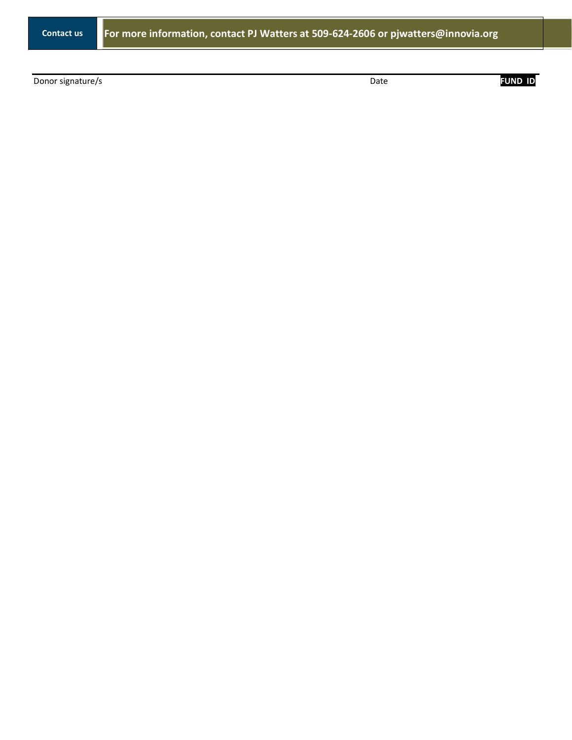**Contact us** | **For more information, contact PJ Watters at 509-624-2606 or pjwatters@innovia.org**

Donor signature/s &nbsp;&nbsp;&nbsp;&nbsp;&nbsp;&nbsp;&nbsp;&nbsp;&nbsp;&nbsp;&nbsp;&nbsp;&nbsp;&nbsp;&nbsp;&nbsp;&nbsp;&nbsp;&nbsp;&nbsp; Date &nbsp;&nbsp;&nbsp;&nbsp;&nbsp;&nbsp;&nbsp;&nbsp;&nbsp;&nbsp; **FUND ID**